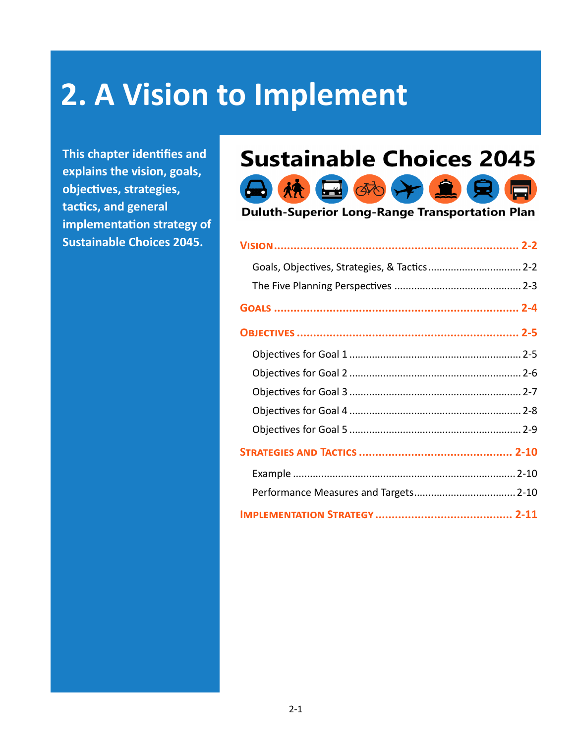# 2. A Vision to Implement

**This chapter identifies and explains the vision, goals, objectives, strategies, tactics, and general implementation strategy of Sustainable Choices 2045.**

## Sustainable Choices 2045

**Duluth-Superior Long-Range Transportation Plan**

**Vision** ........................................ 2-2

- Goals, Objectives, Strategies, & Tactics ........................ 2-2
- The Five Planning Perspectives ........................ 2-3

**Goals** ........................................ 2-4

**Objectives** ........................................ 2-5

- Objectives for Goal 1 ........................ 2-5
- Objectives for Goal 2 ........................ 2-6
- Objectives for Goal 3 ........................ 2-7
- Objectives for Goal 4 ........................ 2-8
- Objectives for Goal 5 ........................ 2-9

**Strategies and Tactics** ........................................ 2-10

- Example ........................ 2-10
- Performance Measures and Targets ........................ 2-10

**Implementation Strategy** ........................................ 2-11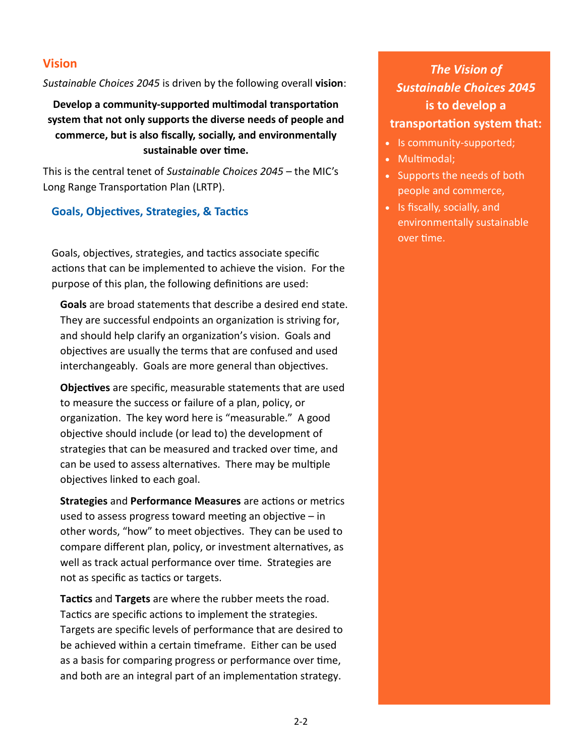## Vision

*Sustainable Choices 2045* is driven by the following overall **vision**:

**Develop a community-supported multimodal transportation system that not only supports the diverse needs of people and commerce, but is also fiscally, socially, and environmentally sustainable over time.**

This is the central tenet of *Sustainable Choices 2045* – the MIC's Long Range Transportation Plan (LRTP).

### Goals, Objectives, Strategies, & Tactics

Goals, objectives, strategies, and tactics associate specific actions that can be implemented to achieve the vision. For the purpose of this plan, the following definitions are used:

**Goals** are broad statements that describe a desired end state. They are successful endpoints an organization is striving for, and should help clarify an organization's vision. Goals and objectives are usually the terms that are confused and used interchangeably. Goals are more general than objectives.

**Objectives** are specific, measurable statements that are used to measure the success or failure of a plan, policy, or organization. The key word here is "measurable." A good objective should include (or lead to) the development of strategies that can be measured and tracked over time, and can be used to assess alternatives. There may be multiple objectives linked to each goal.

**Strategies** and **Performance Measures** are actions or metrics used to assess progress toward meeting an objective – in other words, "how" to meet objectives. They can be used to compare different plan, policy, or investment alternatives, as well as track actual performance over time. Strategies are not as specific as tactics or targets.

**Tactics** and **Targets** are where the rubber meets the road. Tactics are specific actions to implement the strategies. Targets are specific levels of performance that are desired to be achieved within a certain timeframe. Either can be used as a basis for comparing progress or performance over time, and both are an integral part of an implementation strategy.

***The Vision of Sustainable Choices 2045*** **is to develop a transportation system that:**

- Is community-supported;
- Multimodal;
- Supports the needs of both people and commerce,
- Is fiscally, socially, and environmentally sustainable over time.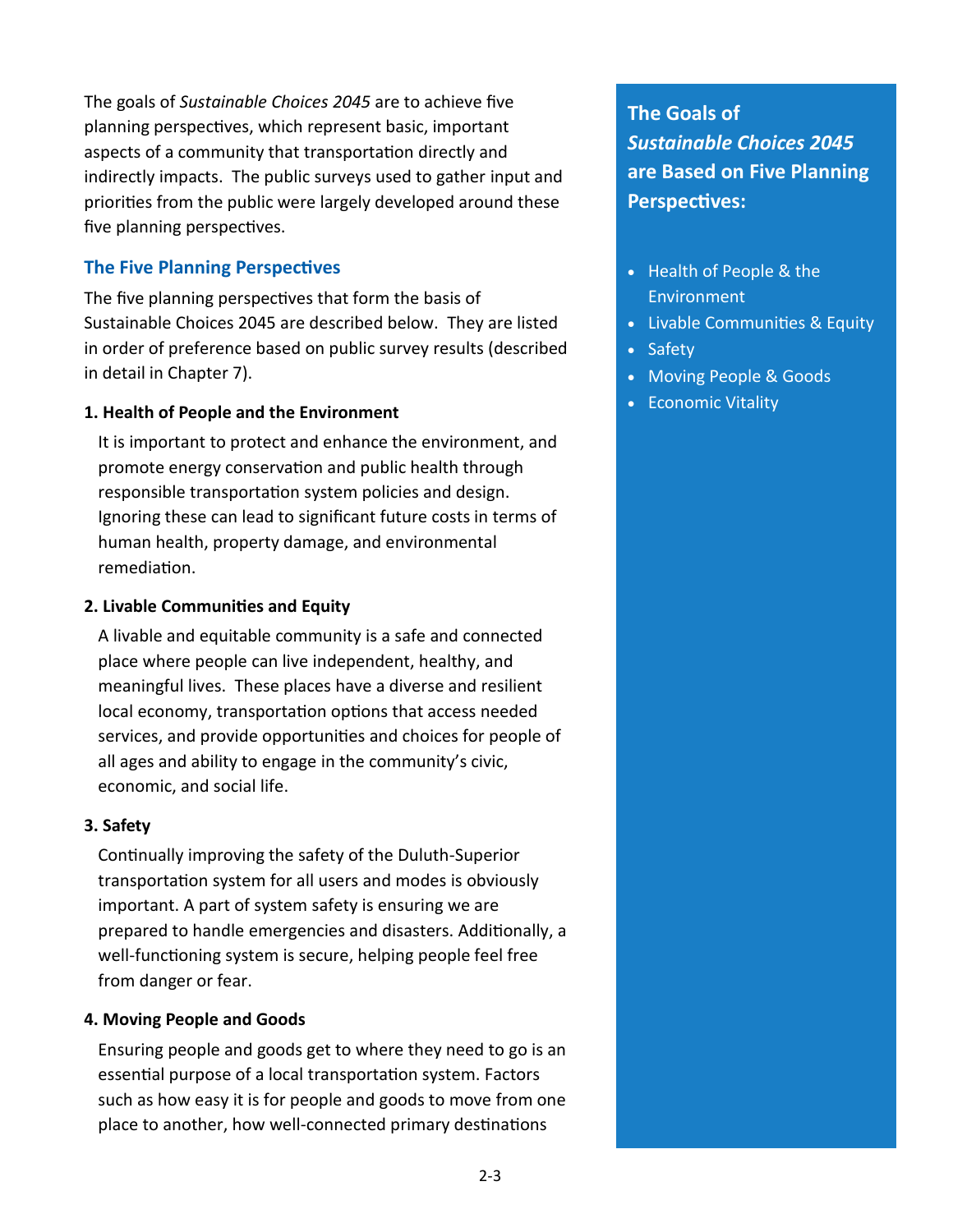The goals of *Sustainable Choices 2045* are to achieve five planning perspectives, which represent basic, important aspects of a community that transportation directly and indirectly impacts. The public surveys used to gather input and priorities from the public were largely developed around these five planning perspectives.

## The Five Planning Perspectives

The five planning perspectives that form the basis of Sustainable Choices 2045 are described below. They are listed in order of preference based on public survey results (described in detail in Chapter 7).

**1. Health of People and the Environment**

It is important to protect and enhance the environment, and promote energy conservation and public health through responsible transportation system policies and design. Ignoring these can lead to significant future costs in terms of human health, property damage, and environmental remediation.

**2. Livable Communities and Equity**

A livable and equitable community is a safe and connected place where people can live independent, healthy, and meaningful lives. These places have a diverse and resilient local economy, transportation options that access needed services, and provide opportunities and choices for people of all ages and ability to engage in the community's civic, economic, and social life.

**3. Safety**

Continually improving the safety of the Duluth-Superior transportation system for all users and modes is obviously important. A part of system safety is ensuring we are prepared to handle emergencies and disasters. Additionally, a well-functioning system is secure, helping people feel free from danger or fear.

**4. Moving People and Goods**

Ensuring people and goods get to where they need to go is an essential purpose of a local transportation system. Factors such as how easy it is for people and goods to move from one place to another, how well-connected primary destinations

### The Goals of *Sustainable Choices 2045* are Based on Five Planning Perspectives:

- Health of People & the Environment
- Livable Communities & Equity
- Safety
- Moving People & Goods
- Economic Vitality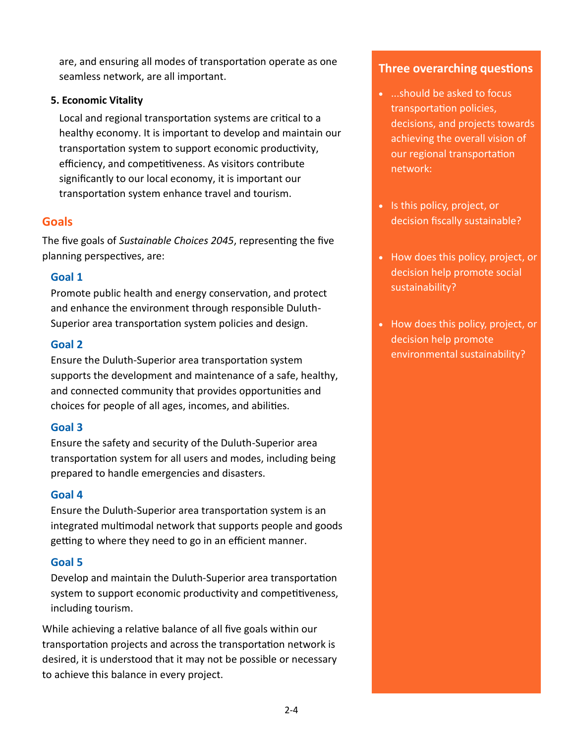are, and ensuring all modes of transportation operate as one seamless network, are all important.

**5. Economic Vitality**

Local and regional transportation systems are critical to a healthy economy. It is important to develop and maintain our transportation system to support economic productivity, efficiency, and competitiveness. As visitors contribute significantly to our local economy, it is important our transportation system enhance travel and tourism.

## Goals

The five goals of *Sustainable Choices 2045*, representing the five planning perspectives, are:

### Goal 1

Promote public health and energy conservation, and protect and enhance the environment through responsible Duluth-Superior area transportation system policies and design.

### Goal 2

Ensure the Duluth-Superior area transportation system supports the development and maintenance of a safe, healthy, and connected community that provides opportunities and choices for people of all ages, incomes, and abilities.

### Goal 3

Ensure the safety and security of the Duluth-Superior area transportation system for all users and modes, including being prepared to handle emergencies and disasters.

### Goal 4

Ensure the Duluth-Superior area transportation system is an integrated multimodal network that supports people and goods getting to where they need to go in an efficient manner.

### Goal 5

Develop and maintain the Duluth-Superior area transportation system to support economic productivity and competitiveness, including tourism.

While achieving a relative balance of all five goals within our transportation projects and across the transportation network is desired, it is understood that it may not be possible or necessary to achieve this balance in every project.

### Three overarching questions

- ...should be asked to focus transportation policies, decisions, and projects towards achieving the overall vision of our regional transportation network:
- Is this policy, project, or decision fiscally sustainable?
- How does this policy, project, or decision help promote social sustainability?
- How does this policy, project, or decision help promote environmental sustainability?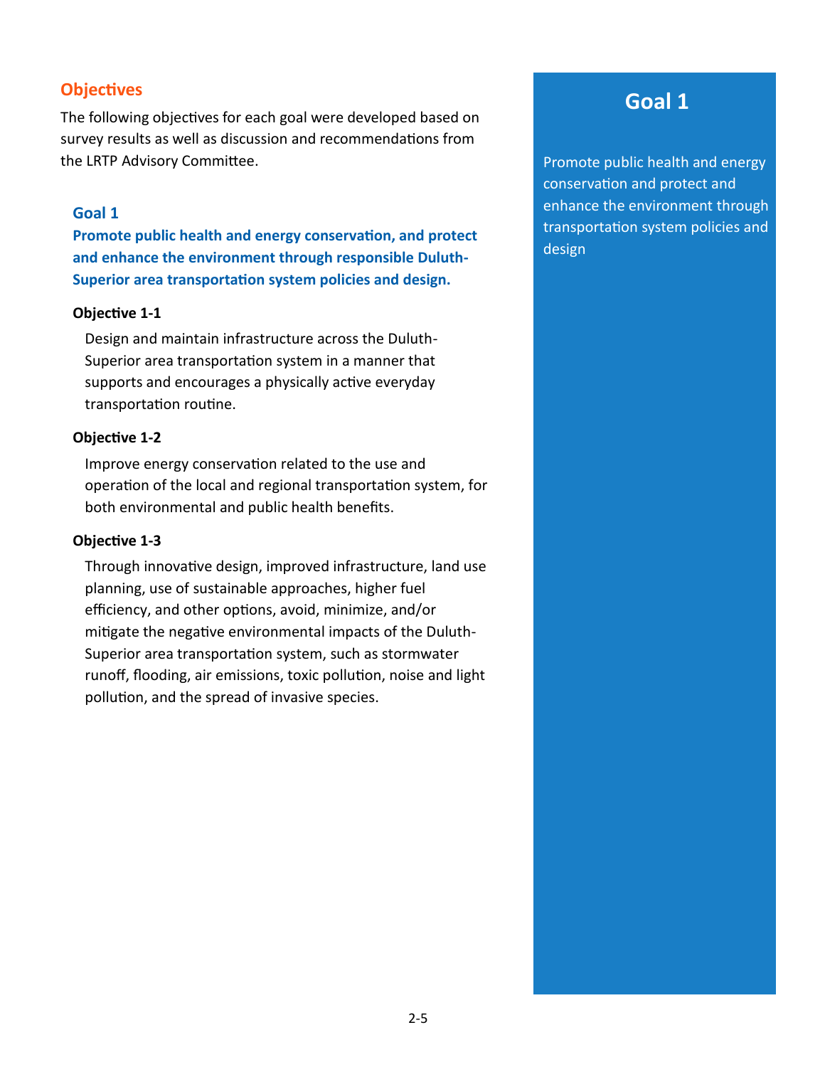## Objectives

The following objectives for each goal were developed based on survey results as well as discussion and recommendations from the LRTP Advisory Committee.

### Goal 1

**Promote public health and energy conservation, and protect and enhance the environment through responsible Duluth-Superior area transportation system policies and design.**

**Objective 1-1**

Design and maintain infrastructure across the Duluth-Superior area transportation system in a manner that supports and encourages a physically active everyday transportation routine.

**Objective 1-2**

Improve energy conservation related to the use and operation of the local and regional transportation system, for both environmental and public health benefits.

**Objective 1-3**

Through innovative design, improved infrastructure, land use planning, use of sustainable approaches, higher fuel efficiency, and other options, avoid, minimize, and/or mitigate the negative environmental impacts of the Duluth-Superior area transportation system, such as stormwater runoff, flooding, air emissions, toxic pollution, noise and light pollution, and the spread of invasive species.

## Goal 1

Promote public health and energy conservation and protect and enhance the environment through transportation system policies and design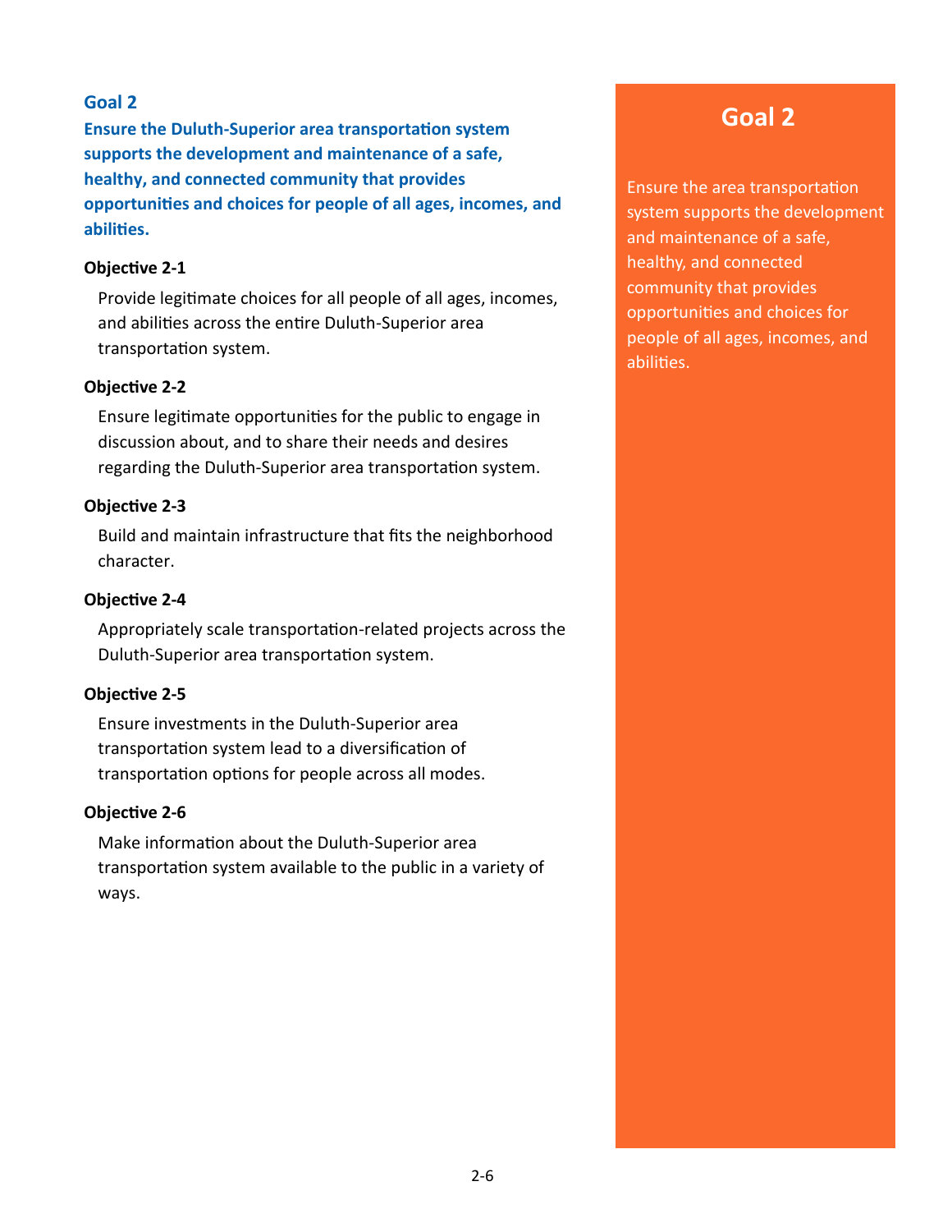## Goal 2

**Ensure the Duluth-Superior area transportation system supports the development and maintenance of a safe, healthy, and connected community that provides opportunities and choices for people of all ages, incomes, and abilities.**

**Objective 2-1**

Provide legitimate choices for all people of all ages, incomes, and abilities across the entire Duluth-Superior area transportation system.

**Objective 2-2**

Ensure legitimate opportunities for the public to engage in discussion about, and to share their needs and desires regarding the Duluth-Superior area transportation system.

**Objective 2-3**

Build and maintain infrastructure that fits the neighborhood character.

**Objective 2-4**

Appropriately scale transportation-related projects across the Duluth-Superior area transportation system.

**Objective 2-5**

Ensure investments in the Duluth-Superior area transportation system lead to a diversification of transportation options for people across all modes.

**Objective 2-6**

Make information about the Duluth-Superior area transportation system available to the public in a variety of ways.

### Goal 2

Ensure the area transportation system supports the development and maintenance of a safe, healthy, and connected community that provides opportunities and choices for people of all ages, incomes, and abilities.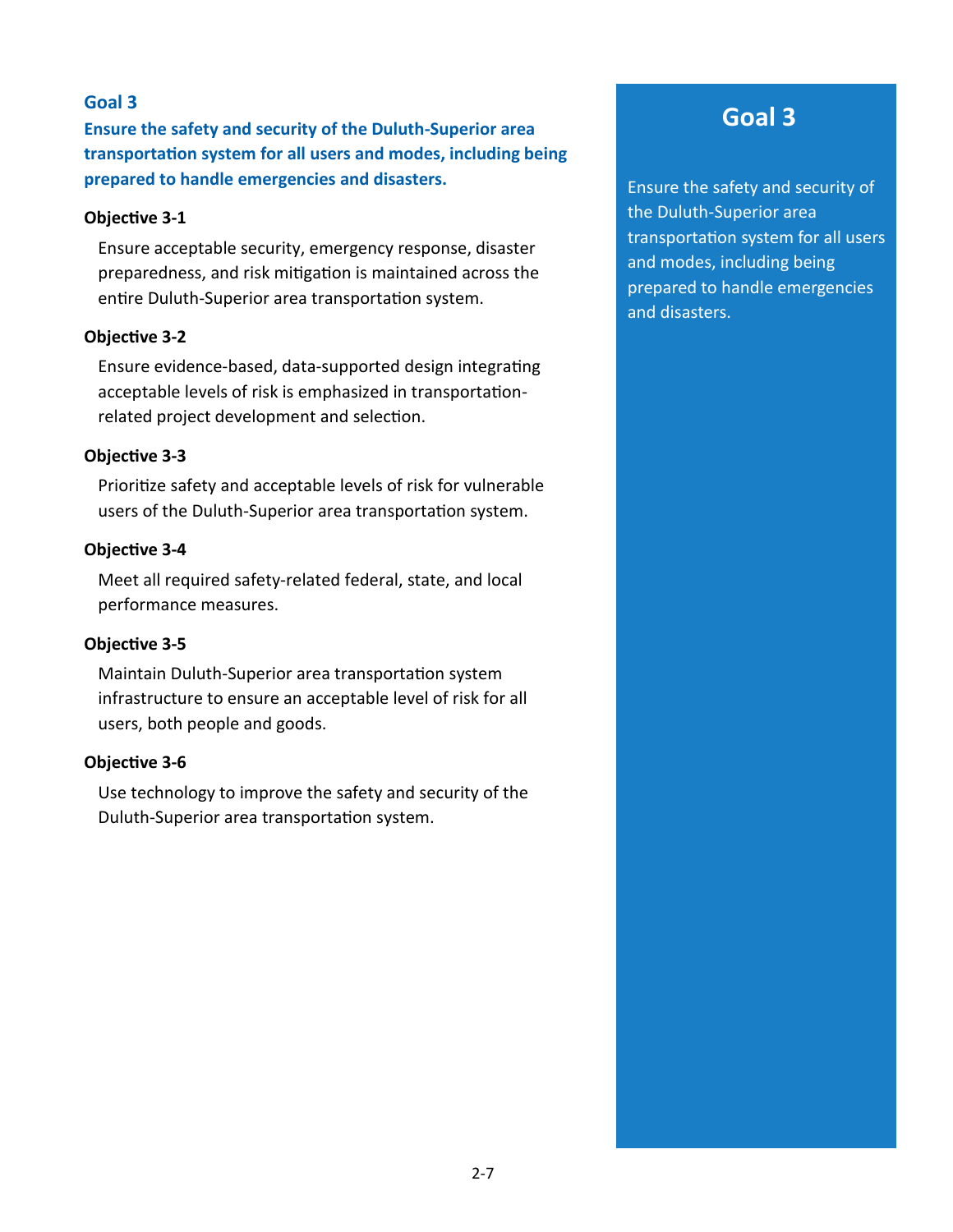## Goal 3

**Ensure the safety and security of the Duluth-Superior area transportation system for all users and modes, including being prepared to handle emergencies and disasters.**

**Objective 3-1**

Ensure acceptable security, emergency response, disaster preparedness, and risk mitigation is maintained across the entire Duluth-Superior area transportation system.

**Objective 3-2**

Ensure evidence-based, data-supported design integrating acceptable levels of risk is emphasized in transportation-related project development and selection.

**Objective 3-3**

Prioritize safety and acceptable levels of risk for vulnerable users of the Duluth-Superior area transportation system.

**Objective 3-4**

Meet all required safety-related federal, state, and local performance measures.

**Objective 3-5**

Maintain Duluth-Superior area transportation system infrastructure to ensure an acceptable level of risk for all users, both people and goods.

**Objective 3-6**

Use technology to improve the safety and security of the Duluth-Superior area transportation system.

### Goal 3

Ensure the safety and security of the Duluth-Superior area transportation system for all users and modes, including being prepared to handle emergencies and disasters.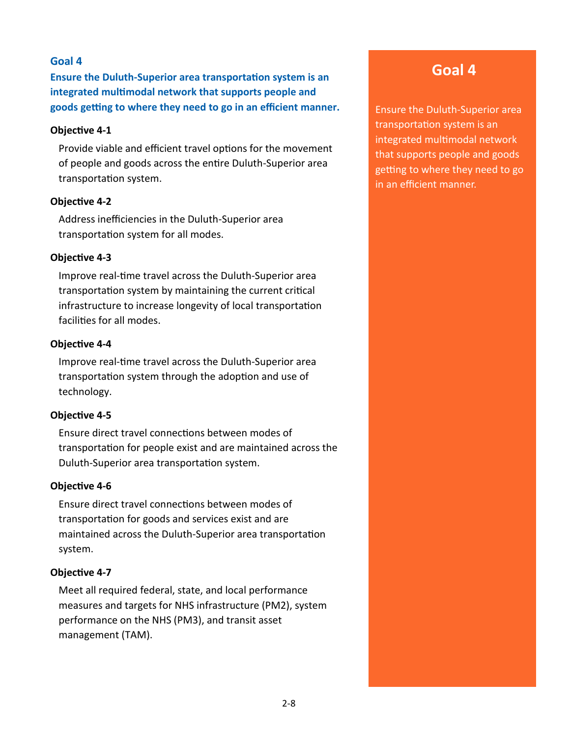## Goal 4

**Ensure the Duluth-Superior area transportation system is an integrated multimodal network that supports people and goods getting to where they need to go in an efficient manner.**

**Objective 4-1**

Provide viable and efficient travel options for the movement of people and goods across the entire Duluth-Superior area transportation system.

**Objective 4-2**

Address inefficiencies in the Duluth-Superior area transportation system for all modes.

**Objective 4-3**

Improve real-time travel across the Duluth-Superior area transportation system by maintaining the current critical infrastructure to increase longevity of local transportation facilities for all modes.

**Objective 4-4**

Improve real-time travel across the Duluth-Superior area transportation system through the adoption and use of technology.

**Objective 4-5**

Ensure direct travel connections between modes of transportation for people exist and are maintained across the Duluth-Superior area transportation system.

**Objective 4-6**

Ensure direct travel connections between modes of transportation for goods and services exist and are maintained across the Duluth-Superior area transportation system.

**Objective 4-7**

Meet all required federal, state, and local performance measures and targets for NHS infrastructure (PM2), system performance on the NHS (PM3), and transit asset management (TAM).

## Goal 4

Ensure the Duluth-Superior area transportation system is an integrated multimodal network that supports people and goods getting to where they need to go in an efficient manner.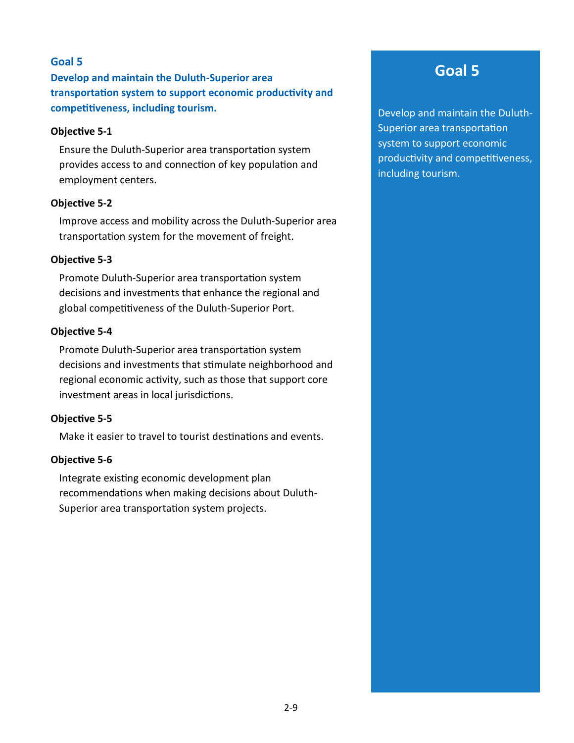## Goal 5

**Develop and maintain the Duluth-Superior area transportation system to support economic productivity and competitiveness, including tourism.**

**Objective 5-1**

Ensure the Duluth-Superior area transportation system provides access to and connection of key population and employment centers.

**Objective 5-2**

Improve access and mobility across the Duluth-Superior area transportation system for the movement of freight.

**Objective 5-3**

Promote Duluth-Superior area transportation system decisions and investments that enhance the regional and global competitiveness of the Duluth-Superior Port.

**Objective 5-4**

Promote Duluth-Superior area transportation system decisions and investments that stimulate neighborhood and regional economic activity, such as those that support core investment areas in local jurisdictions.

**Objective 5-5**

Make it easier to travel to tourist destinations and events.

**Objective 5-6**

Integrate existing economic development plan recommendations when making decisions about Duluth-Superior area transportation system projects.

## Goal 5

Develop and maintain the Duluth-Superior area transportation system to support economic productivity and competitiveness, including tourism.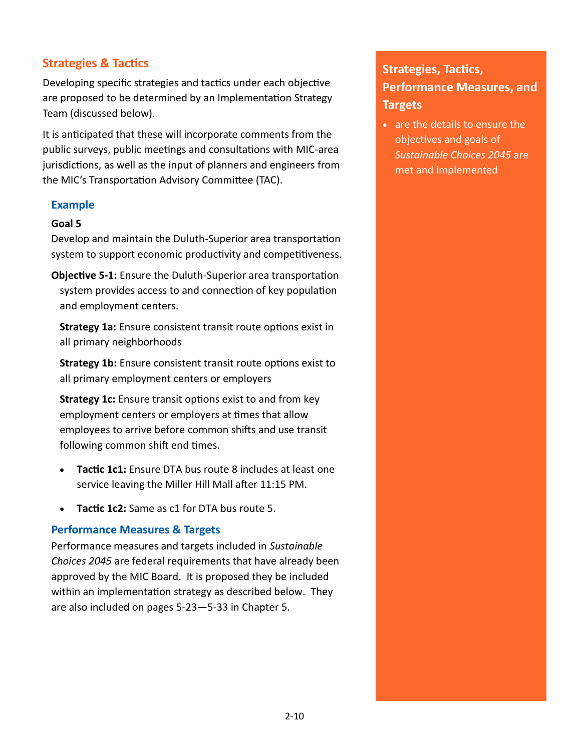## Strategies & Tactics

Developing specific strategies and tactics under each objective are proposed to be determined by an Implementation Strategy Team (discussed below).

It is anticipated that these will incorporate comments from the public surveys, public meetings and consultations with MIC-area jurisdictions, as well as the input of planners and engineers from the MIC's Transportation Advisory Committee (TAC).

### Example

**Goal 5**
Develop and maintain the Duluth-Superior area transportation system to support economic productivity and competitiveness.

**Objective 5-1:** Ensure the Duluth-Superior area transportation system provides access to and connection of key population and employment centers.

**Strategy 1a:** Ensure consistent transit route options exist in all primary neighborhoods

**Strategy 1b:** Ensure consistent transit route options exist to all primary employment centers or employers

**Strategy 1c:** Ensure transit options exist to and from key employment centers or employers at times that allow employees to arrive before common shifts and use transit following common shift end times.

- **Tactic 1c1:** Ensure DTA bus route 8 includes at least one service leaving the Miller Hill Mall after 11:15 PM.
- **Tactic 1c2:** Same as c1 for DTA bus route 5.

### Performance Measures & Targets

Performance measures and targets included in *Sustainable Choices 2045* are federal requirements that have already been approved by the MIC Board. It is proposed they be included within an implementation strategy as described below. They are also included on pages 5-23—5-33 in Chapter 5.

**Strategies, Tactics, Performance Measures, and Targets**

- are the details to ensure the objectives and goals of *Sustainable Choices 2045* are met and implemented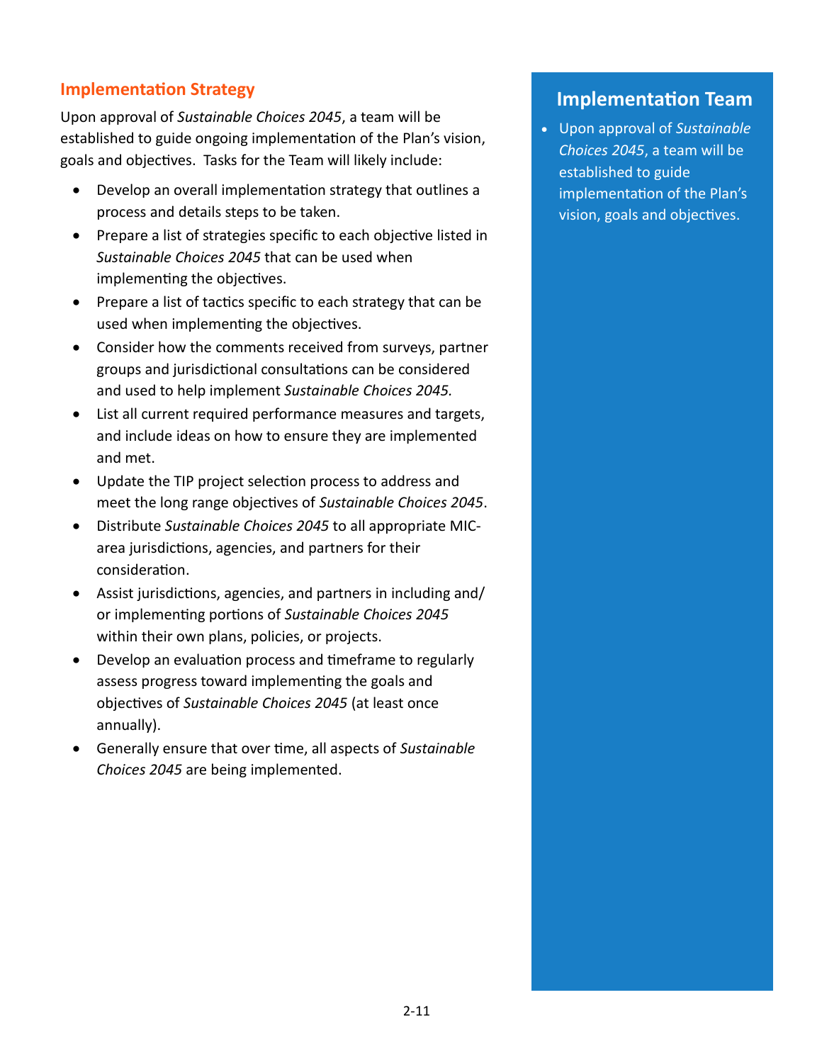## Implementation Strategy

Upon approval of *Sustainable Choices 2045*, a team will be established to guide ongoing implementation of the Plan's vision, goals and objectives. Tasks for the Team will likely include:

- Develop an overall implementation strategy that outlines a process and details steps to be taken.
- Prepare a list of strategies specific to each objective listed in *Sustainable Choices 2045* that can be used when implementing the objectives.
- Prepare a list of tactics specific to each strategy that can be used when implementing the objectives.
- Consider how the comments received from surveys, partner groups and jurisdictional consultations can be considered and used to help implement *Sustainable Choices 2045.*
- List all current required performance measures and targets, and include ideas on how to ensure they are implemented and met.
- Update the TIP project selection process to address and meet the long range objectives of *Sustainable Choices 2045*.
- Distribute *Sustainable Choices 2045* to all appropriate MIC-area jurisdictions, agencies, and partners for their consideration.
- Assist jurisdictions, agencies, and partners in including and/or implementing portions of *Sustainable Choices 2045* within their own plans, policies, or projects.
- Develop an evaluation process and timeframe to regularly assess progress toward implementing the goals and objectives of *Sustainable Choices 2045* (at least once annually).
- Generally ensure that over time, all aspects of *Sustainable Choices 2045* are being implemented.

## Implementation Team

- Upon approval of *Sustainable Choices 2045*, a team will be established to guide implementation of the Plan's vision, goals and objectives.